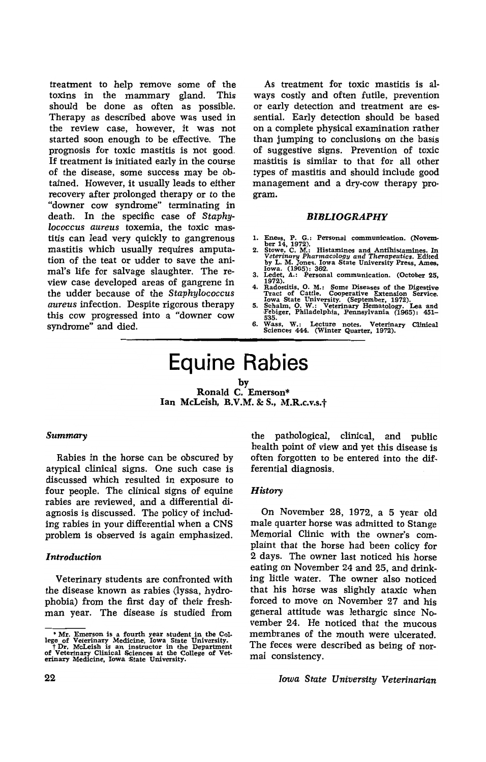treatment to help remove some of the toxins in the mammary gland. This should be done as often as possible. Therapy as described above was used in the review case, however, it was not started soon enough to be effective. The prognosis for toxic mastitis is not good. If treatment is initiated early in the course of the disease, some success may be obtained. However, it usually leads to either recovery after prolonged therapy or to the "downer cow syndrome" terminating in death. In the specific case of *Staphylococcus aureus* toxemia, the toxic mastitis can lead very quickly to gangrenous mastitis which usually requires amputation of the teat or udder to save the animal's life for salvage slaughter. The review case developed areas of gangrene in the udder because of the *Staphylococcus aureus* infection. Despite rigorous therapy this cow progressed into a "downer cow syndrome" and died.

As treatment for toxic mastitis is always costly and often futile, prevention or early detection and treatment are essential. Early detection should be based on a complete physical examination rather than jumping to conclusions on the basis of suggestive signs. Prevention of toxic mastitis is similar to that for all other types of mastitis and should include good management and a dry-cow therapy program.

### *BIBLIOGRAPHY*

1. Eness, P. G.: Personal communication. (November 14, 1972).
2. Stowe, C. M.: Histamines and Antihistamines. In *Veterinary Pharmacology and Therapeutics.* Edited by L. M. Jones. Iowa State University Press, Ames, Iowa. (1965): 362.
3. Ledet, A.: Personal communication. (October 25, 1972).
4. Radostitis, O. M.: Some Diseases of the Digestive Tract of Cattle. Cooperative Extension Service. Iowa State University. (September, 1972).
5. Schalm, O. W.: Veterinary Hematology. Lea and Febiger, Philadelphia, Pennsylvania (1965): 451–535.
6. Wass, W.: Lecture notes. Veterinary Clinical Sciences 444. (Winter Quarter, 1972).

# Equine Rabies

by
Ronald C. Emerson*
Ian McLeish, B.V.M. & S., M.R.C.V.S.†

### *Summary*

Rabies in the horse can be obscured by atypical clinical signs. One such case is discussed which resulted in exposure to four people. The clinical signs of equine rabies are reviewed, and a differential diagnosis is discussed. The policy of including rabies in your differential when a CNS problem is observed is again emphasized.

### *Introduction*

Veterinary students are confronted with the disease known as rabies (lyssa, hydrophobia) from the first day of their freshman year. The disease is studied from the pathological, clinical, and public health point of view and yet this disease is often forgotten to be entered into the differential diagnosis.

### *History*

On November 28, 1972, a 5 year old male quarter horse was admitted to Stange Memorial Clinic with the owner's complaint that the horse had been colicy for 2 days. The owner last noticed his horse eating on November 24 and 25, and drinking little water. The owner also noticed that his horse was slightly ataxic when forced to move on November 27 and his general attitude was lethargic since November 24. He noticed that the mucous membranes of the mouth were ulcerated. The feces were described as being of normal consistency.

\* Mr. Emerson is a fourth year student in the College of Veterinary Medicine, Iowa State University.
† Dr. McLeish is an instructor in the Department of Veterinary Clinical Sciences at the College of Veterinary Medicine, Iowa State University.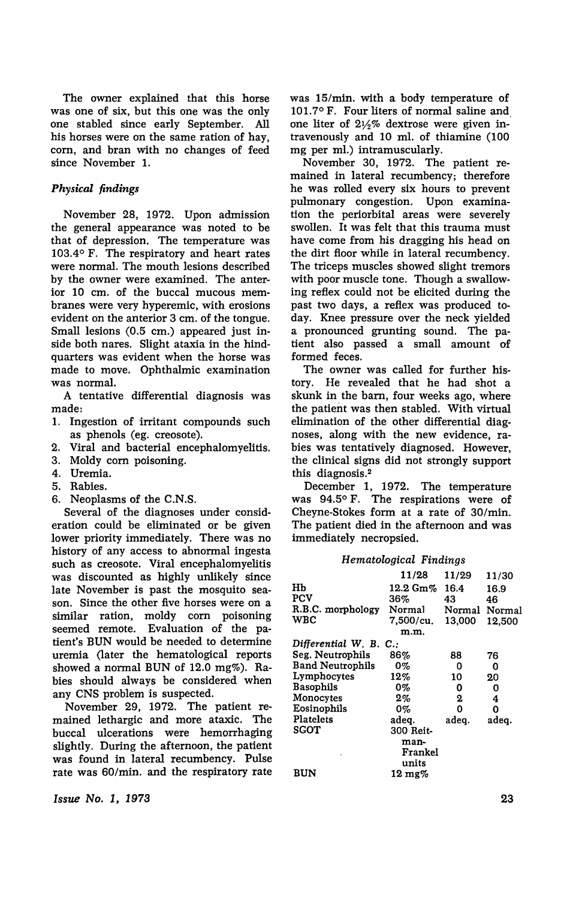The owner explained that this horse was one of six, but this one was the only one stabled since early September. All his horses were on the same ration of hay, corn, and bran with no changes of feed since November 1.

### *Physical findings*

November 28, 1972. Upon admission the general appearance was noted to be that of depression. The temperature was 103.4° F. The respiratory and heart rates were normal. The mouth lesions described by the owner were examined. The anterior 10 cm. of the buccal mucous membranes were very hyperemic, with erosions evident on the anterior 3 cm. of the tongue. Small lesions (0.5 cm.) appeared just inside both nares. Slight ataxia in the hindquarters was evident when the horse was made to move. Ophthalmic examination was normal.

A tentative differential diagnosis was made:

1. Ingestion of irritant compounds such as phenols (eg. creosote).
2. Viral and bacterial encephalomyelitis.
3. Moldy corn poisoning.
4. Uremia.
5. Rabies.
6. Neoplasms of the C.N.S.

Several of the diagnoses under consideration could be eliminated or be given lower priority immediately. There was no history of any access to abnormal ingesta such as creosote. Viral encephalomyelitis was discounted as highly unlikely since late November is past the mosquito season. Since the other five horses were on a similar ration, moldy corn poisoning seemed remote. Evaluation of the patient's BUN would be needed to determine uremia (later the hematological reports showed a normal BUN of 12.0 mg%). Rabies should always be considered when any CNS problem is suspected.

November 29, 1972. The patient remained lethargic and more ataxic. The buccal ulcerations were hemorrhaging slightly. During the afternoon, the patient was found in lateral recumbency. Pulse rate was 60/min. and the respiratory rate was 15/min. with a body temperature of 101.7° F. Four liters of normal saline and one liter of 2½% dextrose were given intravenously and 10 ml. of thiamine (100 mg per ml.) intramuscularly.

November 30, 1972. The patient remained in lateral recumbency; therefore he was rolled every six hours to prevent pulmonary congestion. Upon examination the periorbital areas were severely swollen. It was felt that this trauma must have come from his dragging his head on the dirt floor while in lateral recumbency. The triceps muscles showed slight tremors with poor muscle tone. Though a swallowing reflex could not be elicited during the past two days, a reflex was produced today. Knee pressure over the neck yielded a pronounced grunting sound. The patient also passed a small amount of formed feces.

The owner was called for further history. He revealed that he had shot a skunk in the barn, four weeks ago, where the patient was then stabled. With virtual elimination of the other differential diagnoses, along with the new evidence, rabies was tentatively diagnosed. However, the clinical signs did not strongly support this diagnosis.[2]

December 1, 1972. The temperature was 94.5° F. The respirations were of Cheyne-Stokes form at a rate of 30/min. The patient died in the afternoon and was immediately necropsied.

### *Hematological Findings*

| | 11/28 | 11/29 | 11/30 |
|---|---|---|---|
| Hb | 12.2 Gm% | 16.4 | 16.9 |
| PCV | 36% | 43 | 46 |
| R.B.C. morphology | Normal | Normal | Normal |
| WBC | 7,500/cu. m.m. | 13,000 | 12,500 |
| *Differential W. B. C.:* | | | |
| Seg. Neutrophils | 86% | 88 | 76 |
| Band Neutrophils | 0% | 0 | 0 |
| Lymphocytes | 12% | 10 | 20 |
| Basophils | 0% | 0 | 0 |
| Monocytes | 2% | 2 | 4 |
| Eosinophils | 0% | 0 | 0 |
| Platelets | adeq. | adeq. | adeq. |
| SGOT | 300 Reitman-Frankel units | | |
| BUN | 12 mg% | | |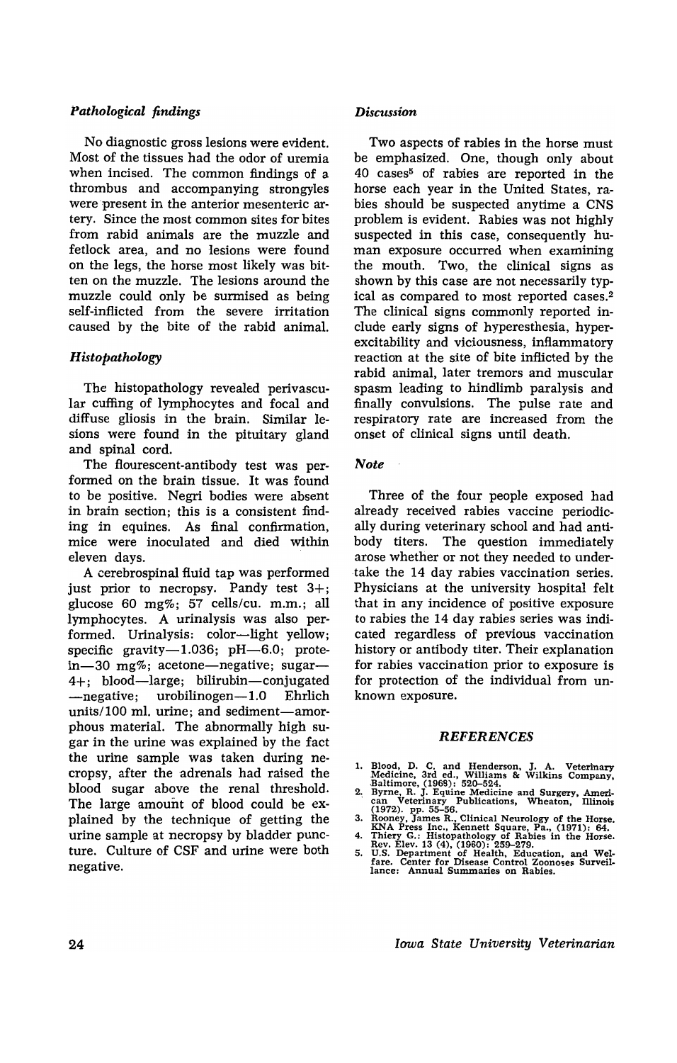### *Pathological findings*

No diagnostic gross lesions were evident. Most of the tissues had the odor of uremia when incised. The common findings of a thrombus and accompanying strongyles were present in the anterior mesenteric artery. Since the most common sites for bites from rabid animals are the muzzle and fetlock area, and no lesions were found on the legs, the horse most likely was bitten on the muzzle. The lesions around the muzzle could only be surmised as being self-inflicted from the severe irritation caused by the bite of the rabid animal.

### *Histopathology*

The histopathology revealed perivascular cuffing of lymphocytes and focal and diffuse gliosis in the brain. Similar lesions were found in the pituitary gland and spinal cord.

The flourescent-antibody test was performed on the brain tissue. It was found to be positive. Negri bodies were absent in brain section; this is a consistent finding in equines. As final confirmation, mice were inoculated and died within eleven days.

A cerebrospinal fluid tap was performed just prior to necropsy. Pandy test 3+; glucose 60 mg%; 57 cells/cu. m.m.; all lymphocytes. A urinalysis was also performed. Urinalysis: color—light yellow; specific gravity—1.036; pH—6.0; protein—30 mg%; acetone—negative; sugar—4+; blood—large; bilirubin—conjugated—negative; urobilinogen—1.0 Ehrlich units/100 ml. urine; and sediment—amorphous material. The abnormally high sugar in the urine was explained by the fact the urine sample was taken during necropsy, after the adrenals had raised the blood sugar above the renal threshold. The large amount of blood could be explained by the technique of getting the urine sample at necropsy by bladder puncture. Culture of CSF and urine were both negative.

### *Discussion*

Two aspects of rabies in the horse must be emphasized. One, though only about 40 cases[5] of rabies are reported in the horse each year in the United States, rabies should be suspected anytime a CNS problem is evident. Rabies was not highly suspected in this case, consequently human exposure occurred when examining the mouth. Two, the clinical signs as shown by this case are not necessarily typical as compared to most reported cases.[2] The clinical signs commonly reported include early signs of hyperesthesia, hyperexcitability and viciousness, inflammatory reaction at the site of bite inflicted by the rabid animal, later tremors and muscular spasm leading to hindlimb paralysis and finally convulsions. The pulse rate and respiratory rate are increased from the onset of clinical signs until death.

### *Note*

Three of the four people exposed had already received rabies vaccine periodically during veterinary school and had antibody titers. The question immediately arose whether or not they needed to undertake the 14 day rabies vaccination series. Physicians at the university hospital felt that in any incidence of positive exposure to rabies the 14 day rabies series was indicated regardless of previous vaccination history or antibody titer. Their explanation for rabies vaccination prior to exposure is for protection of the individual from unknown exposure.

## *REFERENCES*

1. Blood, D. C. and Henderson, J. A. Veterinary Medicine, 3rd ed., Williams & Wilkins Company, Baltimore, (1968): 520–524.
2. Byrne, R. J. Equine Medicine and Surgery, American Veterinary Publications, Wheaton, Illinois (1972). pp. 55–56.
3. Rooney, James R., Clinical Neurology of the Horse. KNA Press Inc., Kennett Square, Pa., (1971): 64.
4. Thiery G.: Histopathology of Rabies in the Horse. Rev. Elev. 13 (4), (1960): 259–279.
5. U.S. Department of Health, Education, and Welfare. Center for Disease Control Zoonoses Surveillance: Annual Summaries on Rabies.